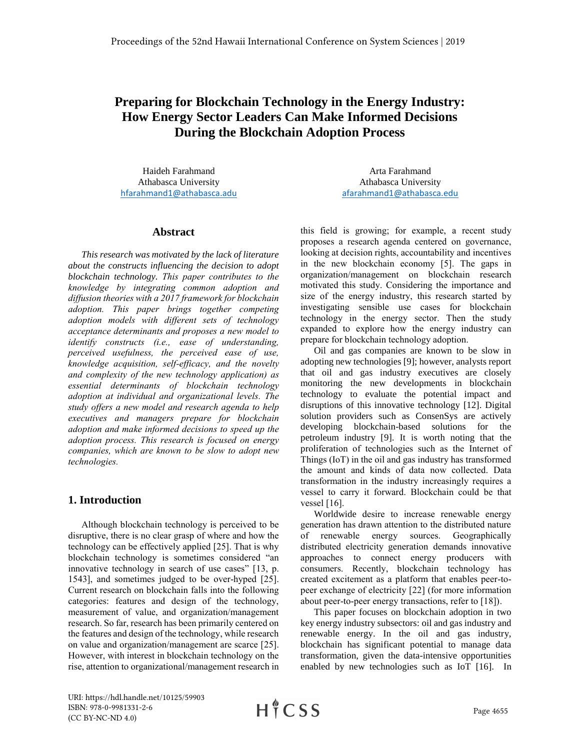# Preparing for Blockchain Technology in the Energy Industry: How Energy Sector Leaders Can Make Informed Decisions During the Blockchain Adoption Process

Haideh Farahmand
Athabasca University
hfarahmand1@athabasca.adu

Arta Farahmand
Athabasca University
afarahmand1@athabasca.edu

## Abstract

*This research was motivated by the lack of literature about the constructs influencing the decision to adopt blockchain technology. This paper contributes to the knowledge by integrating common adoption and diffusion theories with a 2017 framework for blockchain adoption. This paper brings together competing adoption models with different sets of technology acceptance determinants and proposes a new model to identify constructs (i.e., ease of understanding, perceived usefulness, the perceived ease of use, knowledge acquisition, self-efficacy, and the novelty and complexity of the new technology application) as essential determinants of blockchain technology adoption at individual and organizational levels. The study offers a new model and research agenda to help executives and managers prepare for blockchain adoption and make informed decisions to speed up the adoption process. This research is focused on energy companies, which are known to be slow to adopt new technologies.*

## 1. Introduction

Although blockchain technology is perceived to be disruptive, there is no clear grasp of where and how the technology can be effectively applied [25]. That is why blockchain technology is sometimes considered "an innovative technology in search of use cases" [13, p. 1543], and sometimes judged to be over-hyped [25]. Current research on blockchain falls into the following categories: features and design of the technology, measurement of value, and organization/management research. So far, research has been primarily centered on the features and design of the technology, while research on value and organization/management are scarce [25]. However, with interest in blockchain technology on the rise, attention to organizational/management research in this field is growing; for example, a recent study proposes a research agenda centered on governance, looking at decision rights, accountability and incentives in the new blockchain economy [5]. The gaps in organization/management on blockchain research motivated this study. Considering the importance and size of the energy industry, this research started by investigating sensible use cases for blockchain technology in the energy sector. Then the study expanded to explore how the energy industry can prepare for blockchain technology adoption.

Oil and gas companies are known to be slow in adopting new technologies [9]; however, analysts report that oil and gas industry executives are closely monitoring the new developments in blockchain technology to evaluate the potential impact and disruptions of this innovative technology [12]. Digital solution providers such as ConsenSys are actively developing blockchain-based solutions for the petroleum industry [9]. It is worth noting that the proliferation of technologies such as the Internet of Things (IoT) in the oil and gas industry has transformed the amount and kinds of data now collected. Data transformation in the industry increasingly requires a vessel to carry it forward. Blockchain could be that vessel [16].

Worldwide desire to increase renewable energy generation has drawn attention to the distributed nature of renewable energy sources. Geographically distributed electricity generation demands innovative approaches to connect energy producers with consumers. Recently, blockchain technology has created excitement as a platform that enables peer-to-peer exchange of electricity [22] (for more information about peer-to-peer energy transactions, refer to [18]).

This paper focuses on blockchain adoption in two key energy industry subsectors: oil and gas industry and renewable energy. In the oil and gas industry, blockchain has significant potential to manage data transformation, given the data-intensive opportunities enabled by new technologies such as IoT [16]. In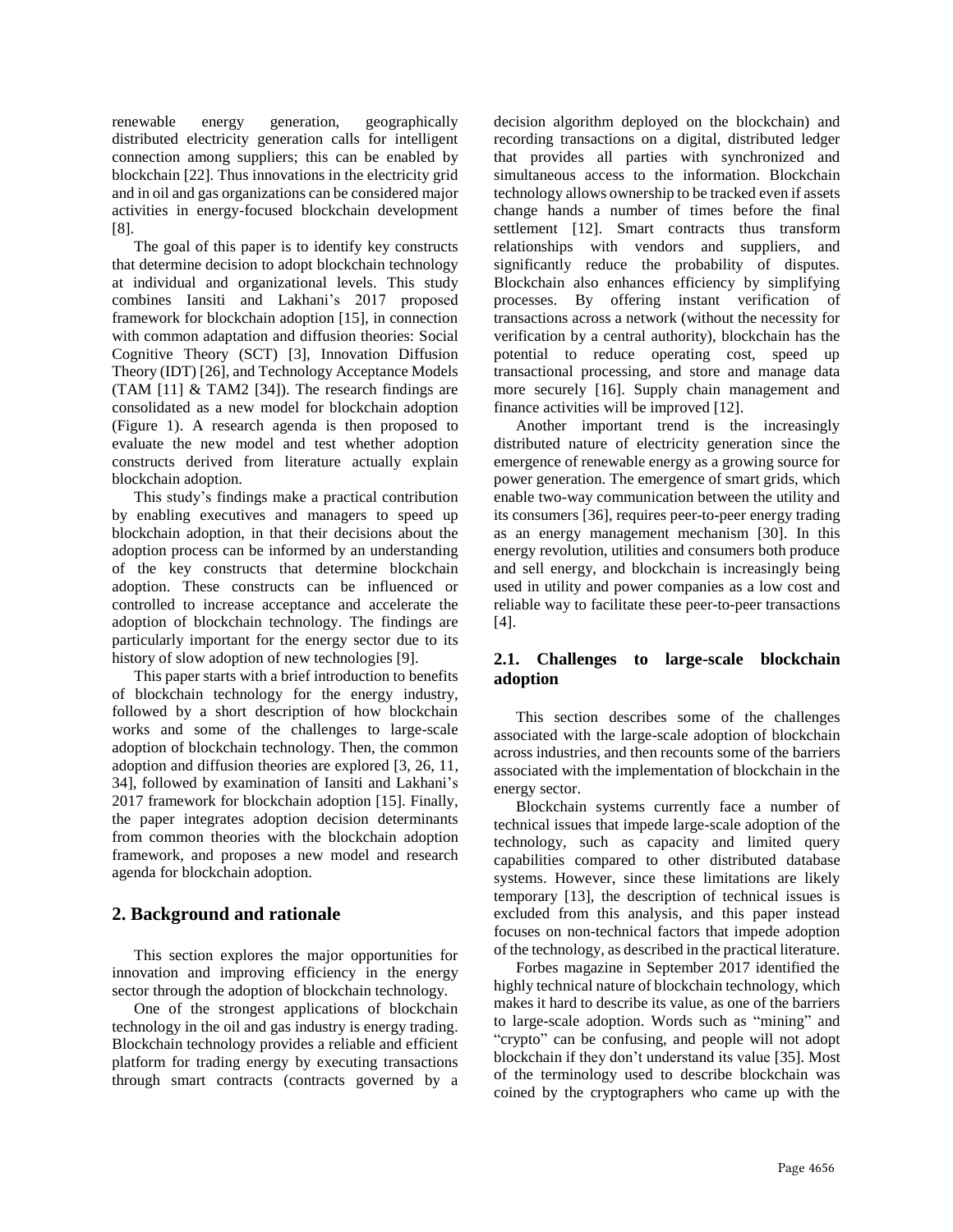renewable energy generation, geographically distributed electricity generation calls for intelligent connection among suppliers; this can be enabled by blockchain [22]. Thus innovations in the electricity grid and in oil and gas organizations can be considered major activities in energy-focused blockchain development [8].

The goal of this paper is to identify key constructs that determine decision to adopt blockchain technology at individual and organizational levels. This study combines Iansiti and Lakhani's 2017 proposed framework for blockchain adoption [15], in connection with common adaptation and diffusion theories: Social Cognitive Theory (SCT) [3], Innovation Diffusion Theory (IDT) [26], and Technology Acceptance Models (TAM [11] & TAM2 [34]). The research findings are consolidated as a new model for blockchain adoption (Figure 1). A research agenda is then proposed to evaluate the new model and test whether adoption constructs derived from literature actually explain blockchain adoption.

This study's findings make a practical contribution by enabling executives and managers to speed up blockchain adoption, in that their decisions about the adoption process can be informed by an understanding of the key constructs that determine blockchain adoption. These constructs can be influenced or controlled to increase acceptance and accelerate the adoption of blockchain technology. The findings are particularly important for the energy sector due to its history of slow adoption of new technologies [9].

This paper starts with a brief introduction to benefits of blockchain technology for the energy industry, followed by a short description of how blockchain works and some of the challenges to large-scale adoption of blockchain technology. Then, the common adoption and diffusion theories are explored [3, 26, 11, 34], followed by examination of Iansiti and Lakhani's 2017 framework for blockchain adoption [15]. Finally, the paper integrates adoption decision determinants from common theories with the blockchain adoption framework, and proposes a new model and research agenda for blockchain adoption.

## 2. Background and rationale

This section explores the major opportunities for innovation and improving efficiency in the energy sector through the adoption of blockchain technology.

One of the strongest applications of blockchain technology in the oil and gas industry is energy trading. Blockchain technology provides a reliable and efficient platform for trading energy by executing transactions through smart contracts (contracts governed by a decision algorithm deployed on the blockchain) and recording transactions on a digital, distributed ledger that provides all parties with synchronized and simultaneous access to the information. Blockchain technology allows ownership to be tracked even if assets change hands a number of times before the final settlement [12]. Smart contracts thus transform relationships with vendors and suppliers, and significantly reduce the probability of disputes. Blockchain also enhances efficiency by simplifying processes. By offering instant verification of transactions across a network (without the necessity for verification by a central authority), blockchain has the potential to reduce operating cost, speed up transactional processing, and store and manage data more securely [16]. Supply chain management and finance activities will be improved [12].

Another important trend is the increasingly distributed nature of electricity generation since the emergence of renewable energy as a growing source for power generation. The emergence of smart grids, which enable two-way communication between the utility and its consumers [36], requires peer-to-peer energy trading as an energy management mechanism [30]. In this energy revolution, utilities and consumers both produce and sell energy, and blockchain is increasingly being used in utility and power companies as a low cost and reliable way to facilitate these peer-to-peer transactions [4].

### 2.1. Challenges to large-scale blockchain adoption

This section describes some of the challenges associated with the large-scale adoption of blockchain across industries, and then recounts some of the barriers associated with the implementation of blockchain in the energy sector.

Blockchain systems currently face a number of technical issues that impede large-scale adoption of the technology, such as capacity and limited query capabilities compared to other distributed database systems. However, since these limitations are likely temporary [13], the description of technical issues is excluded from this analysis, and this paper instead focuses on non-technical factors that impede adoption of the technology, as described in the practical literature.

Forbes magazine in September 2017 identified the highly technical nature of blockchain technology, which makes it hard to describe its value, as one of the barriers to large-scale adoption. Words such as "mining" and "crypto" can be confusing, and people will not adopt blockchain if they don't understand its value [35]. Most of the terminology used to describe blockchain was coined by the cryptographers who came up with the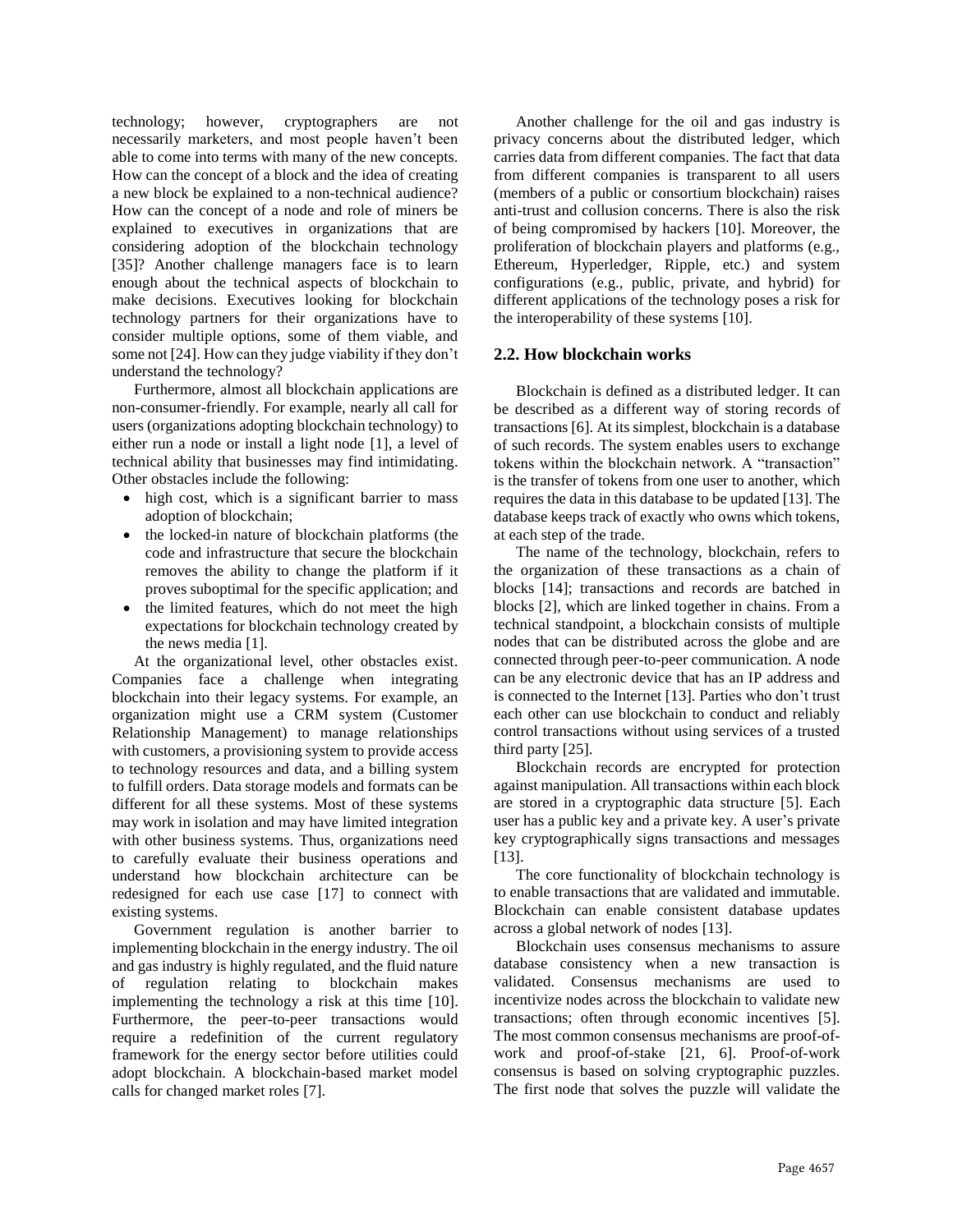technology; however, cryptographers are not necessarily marketers, and most people haven't been able to come into terms with many of the new concepts. How can the concept of a block and the idea of creating a new block be explained to a non-technical audience? How can the concept of a node and role of miners be explained to executives in organizations that are considering adoption of the blockchain technology [35]? Another challenge managers face is to learn enough about the technical aspects of blockchain to make decisions. Executives looking for blockchain technology partners for their organizations have to consider multiple options, some of them viable, and some not [24]. How can they judge viability if they don't understand the technology?

Furthermore, almost all blockchain applications are non-consumer-friendly. For example, nearly all call for users (organizations adopting blockchain technology) to either run a node or install a light node [1], a level of technical ability that businesses may find intimidating. Other obstacles include the following:

- high cost, which is a significant barrier to mass adoption of blockchain;
- the locked-in nature of blockchain platforms (the code and infrastructure that secure the blockchain removes the ability to change the platform if it proves suboptimal for the specific application; and
- the limited features, which do not meet the high expectations for blockchain technology created by the news media [1].

At the organizational level, other obstacles exist. Companies face a challenge when integrating blockchain into their legacy systems. For example, an organization might use a CRM system (Customer Relationship Management) to manage relationships with customers, a provisioning system to provide access to technology resources and data, and a billing system to fulfill orders. Data storage models and formats can be different for all these systems. Most of these systems may work in isolation and may have limited integration with other business systems. Thus, organizations need to carefully evaluate their business operations and understand how blockchain architecture can be redesigned for each use case [17] to connect with existing systems.

Government regulation is another barrier to implementing blockchain in the energy industry. The oil and gas industry is highly regulated, and the fluid nature of regulation relating to blockchain makes implementing the technology a risk at this time [10]. Furthermore, the peer-to-peer transactions would require a redefinition of the current regulatory framework for the energy sector before utilities could adopt blockchain. A blockchain-based market model calls for changed market roles [7].

Another challenge for the oil and gas industry is privacy concerns about the distributed ledger, which carries data from different companies. The fact that data from different companies is transparent to all users (members of a public or consortium blockchain) raises anti-trust and collusion concerns. There is also the risk of being compromised by hackers [10]. Moreover, the proliferation of blockchain players and platforms (e.g., Ethereum, Hyperledger, Ripple, etc.) and system configurations (e.g., public, private, and hybrid) for different applications of the technology poses a risk for the interoperability of these systems [10].

## 2.2. How blockchain works

Blockchain is defined as a distributed ledger. It can be described as a different way of storing records of transactions [6]. At its simplest, blockchain is a database of such records. The system enables users to exchange tokens within the blockchain network. A "transaction" is the transfer of tokens from one user to another, which requires the data in this database to be updated [13]. The database keeps track of exactly who owns which tokens, at each step of the trade.

The name of the technology, blockchain, refers to the organization of these transactions as a chain of blocks [14]; transactions and records are batched in blocks [2], which are linked together in chains. From a technical standpoint, a blockchain consists of multiple nodes that can be distributed across the globe and are connected through peer-to-peer communication. A node can be any electronic device that has an IP address and is connected to the Internet [13]. Parties who don't trust each other can use blockchain to conduct and reliably control transactions without using services of a trusted third party [25].

Blockchain records are encrypted for protection against manipulation. All transactions within each block are stored in a cryptographic data structure [5]. Each user has a public key and a private key. A user's private key cryptographically signs transactions and messages [13].

The core functionality of blockchain technology is to enable transactions that are validated and immutable. Blockchain can enable consistent database updates across a global network of nodes [13].

Blockchain uses consensus mechanisms to assure database consistency when a new transaction is validated. Consensus mechanisms are used to incentivize nodes across the blockchain to validate new transactions; often through economic incentives [5]. The most common consensus mechanisms are proof-of-work and proof-of-stake [21, 6]. Proof-of-work consensus is based on solving cryptographic puzzles. The first node that solves the puzzle will validate the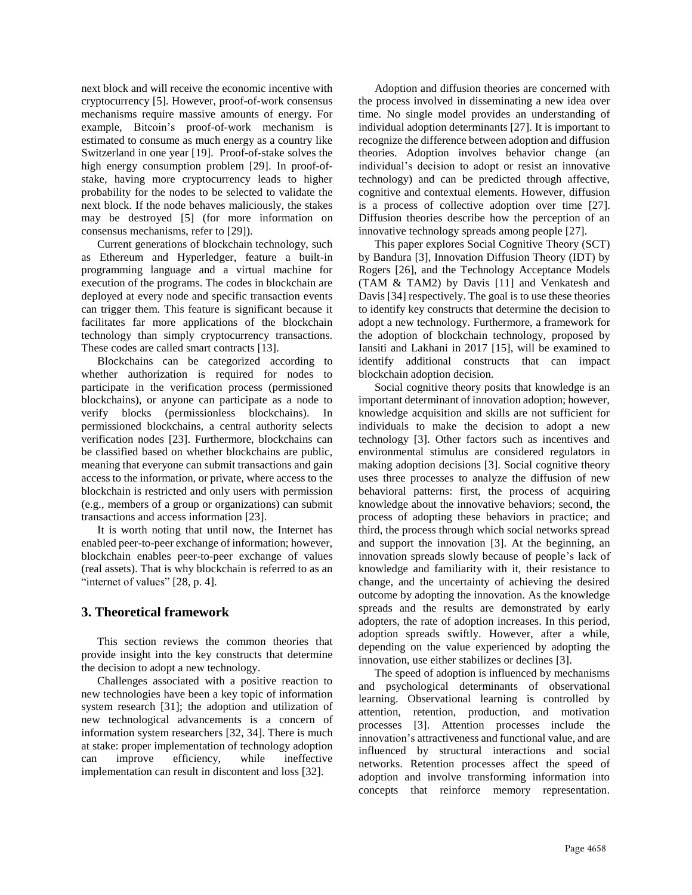next block and will receive the economic incentive with cryptocurrency [5]. However, proof-of-work consensus mechanisms require massive amounts of energy. For example, Bitcoin's proof-of-work mechanism is estimated to consume as much energy as a country like Switzerland in one year [19]. Proof-of-stake solves the high energy consumption problem [29]. In proof-of-stake, having more cryptocurrency leads to higher probability for the nodes to be selected to validate the next block. If the node behaves maliciously, the stakes may be destroyed [5] (for more information on consensus mechanisms, refer to [29]).

Current generations of blockchain technology, such as Ethereum and Hyperledger, feature a built-in programming language and a virtual machine for execution of the programs. The codes in blockchain are deployed at every node and specific transaction events can trigger them. This feature is significant because it facilitates far more applications of the blockchain technology than simply cryptocurrency transactions. These codes are called smart contracts [13].

Blockchains can be categorized according to whether authorization is required for nodes to participate in the verification process (permissioned blockchains), or anyone can participate as a node to verify blocks (permissionless blockchains). In permissioned blockchains, a central authority selects verification nodes [23]. Furthermore, blockchains can be classified based on whether blockchains are public, meaning that everyone can submit transactions and gain access to the information, or private, where access to the blockchain is restricted and only users with permission (e.g., members of a group or organizations) can submit transactions and access information [23].

It is worth noting that until now, the Internet has enabled peer-to-peer exchange of information; however, blockchain enables peer-to-peer exchange of values (real assets). That is why blockchain is referred to as an "internet of values" [28, p. 4].

## 3. Theoretical framework

This section reviews the common theories that provide insight into the key constructs that determine the decision to adopt a new technology.

Challenges associated with a positive reaction to new technologies have been a key topic of information system research [31]; the adoption and utilization of new technological advancements is a concern of information system researchers [32, 34]. There is much at stake: proper implementation of technology adoption can improve efficiency, while ineffective implementation can result in discontent and loss [32].

Adoption and diffusion theories are concerned with the process involved in disseminating a new idea over time. No single model provides an understanding of individual adoption determinants [27]. It is important to recognize the difference between adoption and diffusion theories. Adoption involves behavior change (an individual's decision to adopt or resist an innovative technology) and can be predicted through affective, cognitive and contextual elements. However, diffusion is a process of collective adoption over time [27]. Diffusion theories describe how the perception of an innovative technology spreads among people [27].

This paper explores Social Cognitive Theory (SCT) by Bandura [3], Innovation Diffusion Theory (IDT) by Rogers [26], and the Technology Acceptance Models (TAM & TAM2) by Davis [11] and Venkatesh and Davis [34] respectively. The goal is to use these theories to identify key constructs that determine the decision to adopt a new technology. Furthermore, a framework for the adoption of blockchain technology, proposed by Iansiti and Lakhani in 2017 [15], will be examined to identify additional constructs that can impact blockchain adoption decision.

Social cognitive theory posits that knowledge is an important determinant of innovation adoption; however, knowledge acquisition and skills are not sufficient for individuals to make the decision to adopt a new technology [3]. Other factors such as incentives and environmental stimulus are considered regulators in making adoption decisions [3]. Social cognitive theory uses three processes to analyze the diffusion of new behavioral patterns: first, the process of acquiring knowledge about the innovative behaviors; second, the process of adopting these behaviors in practice; and third, the process through which social networks spread and support the innovation [3]. At the beginning, an innovation spreads slowly because of people's lack of knowledge and familiarity with it, their resistance to change, and the uncertainty of achieving the desired outcome by adopting the innovation. As the knowledge spreads and the results are demonstrated by early adopters, the rate of adoption increases. In this period, adoption spreads swiftly. However, after a while, depending on the value experienced by adopting the innovation, use either stabilizes or declines [3].

The speed of adoption is influenced by mechanisms and psychological determinants of observational learning. Observational learning is controlled by attention, retention, production, and motivation processes [3]. Attention processes include the innovation's attractiveness and functional value, and are influenced by structural interactions and social networks. Retention processes affect the speed of adoption and involve transforming information into concepts that reinforce memory representation.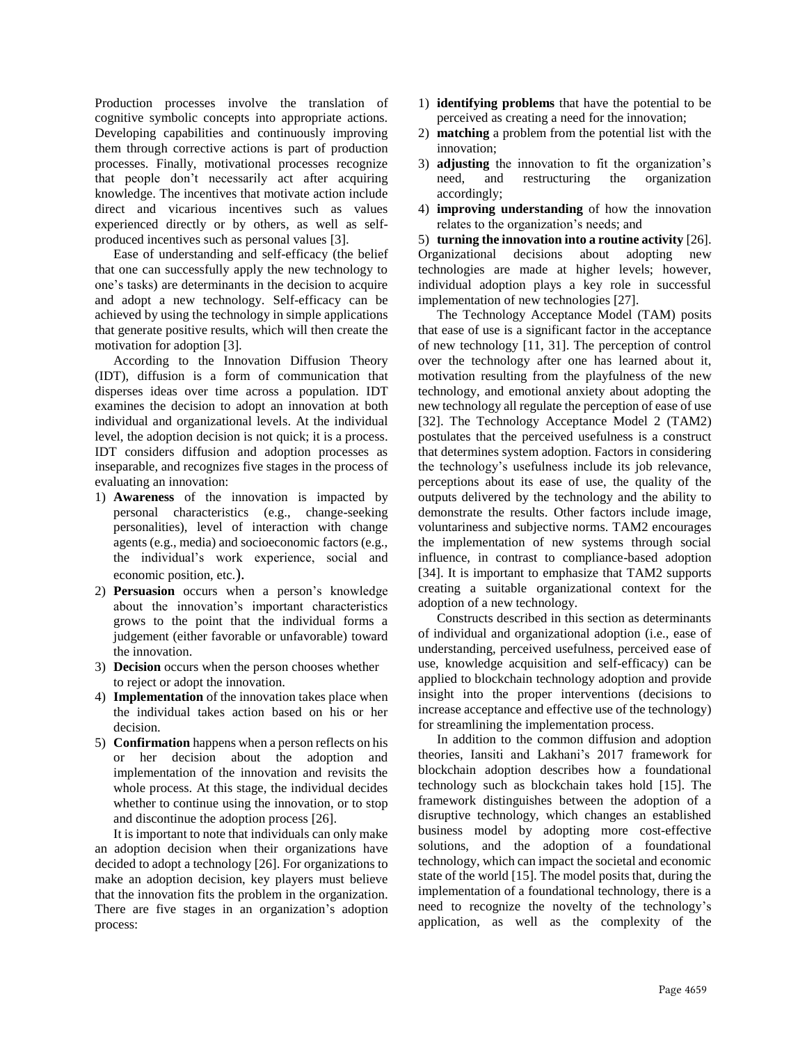Production processes involve the translation of cognitive symbolic concepts into appropriate actions. Developing capabilities and continuously improving them through corrective actions is part of production processes. Finally, motivational processes recognize that people don't necessarily act after acquiring knowledge. The incentives that motivate action include direct and vicarious incentives such as values experienced directly or by others, as well as self-produced incentives such as personal values [3].

Ease of understanding and self-efficacy (the belief that one can successfully apply the new technology to one's tasks) are determinants in the decision to acquire and adopt a new technology. Self-efficacy can be achieved by using the technology in simple applications that generate positive results, which will then create the motivation for adoption [3].

According to the Innovation Diffusion Theory (IDT), diffusion is a form of communication that disperses ideas over time across a population. IDT examines the decision to adopt an innovation at both individual and organizational levels. At the individual level, the adoption decision is not quick; it is a process. IDT considers diffusion and adoption processes as inseparable, and recognizes five stages in the process of evaluating an innovation:

1) **Awareness** of the innovation is impacted by personal characteristics (e.g., change-seeking personalities), level of interaction with change agents (e.g., media) and socioeconomic factors (e.g., the individual's work experience, social and economic position, etc.).
2) **Persuasion** occurs when a person's knowledge about the innovation's important characteristics grows to the point that the individual forms a judgement (either favorable or unfavorable) toward the innovation.
3) **Decision** occurs when the person chooses whether to reject or adopt the innovation.
4) **Implementation** of the innovation takes place when the individual takes action based on his or her decision.
5) **Confirmation** happens when a person reflects on his or her decision about the adoption and implementation of the innovation and revisits the whole process. At this stage, the individual decides whether to continue using the innovation, or to stop and discontinue the adoption process [26].

It is important to note that individuals can only make an adoption decision when their organizations have decided to adopt a technology [26]. For organizations to make an adoption decision, key players must believe that the innovation fits the problem in the organization. There are five stages in an organization's adoption process:

1) **identifying problems** that have the potential to be perceived as creating a need for the innovation;
2) **matching** a problem from the potential list with the innovation;
3) **adjusting** the innovation to fit the organization's need, and restructuring the organization accordingly;
4) **improving understanding** of how the innovation relates to the organization's needs; and
5) **turning the innovation into a routine activity** [26].

Organizational decisions about adopting new technologies are made at higher levels; however, individual adoption plays a key role in successful implementation of new technologies [27].

The Technology Acceptance Model (TAM) posits that ease of use is a significant factor in the acceptance of new technology [11, 31]. The perception of control over the technology after one has learned about it, motivation resulting from the playfulness of the new technology, and emotional anxiety about adopting the new technology all regulate the perception of ease of use [32]. The Technology Acceptance Model 2 (TAM2) postulates that the perceived usefulness is a construct that determines system adoption. Factors in considering the technology's usefulness include its job relevance, perceptions about its ease of use, the quality of the outputs delivered by the technology and the ability to demonstrate the results. Other factors include image, voluntariness and subjective norms. TAM2 encourages the implementation of new systems through social influence, in contrast to compliance-based adoption [34]. It is important to emphasize that TAM2 supports creating a suitable organizational context for the adoption of a new technology.

Constructs described in this section as determinants of individual and organizational adoption (i.e., ease of understanding, perceived usefulness, perceived ease of use, knowledge acquisition and self-efficacy) can be applied to blockchain technology adoption and provide insight into the proper interventions (decisions to increase acceptance and effective use of the technology) for streamlining the implementation process.

In addition to the common diffusion and adoption theories, Iansiti and Lakhani's 2017 framework for blockchain adoption describes how a foundational technology such as blockchain takes hold [15]. The framework distinguishes between the adoption of a disruptive technology, which changes an established business model by adopting more cost-effective solutions, and the adoption of a foundational technology, which can impact the societal and economic state of the world [15]. The model posits that, during the implementation of a foundational technology, there is a need to recognize the novelty of the technology's application, as well as the complexity of the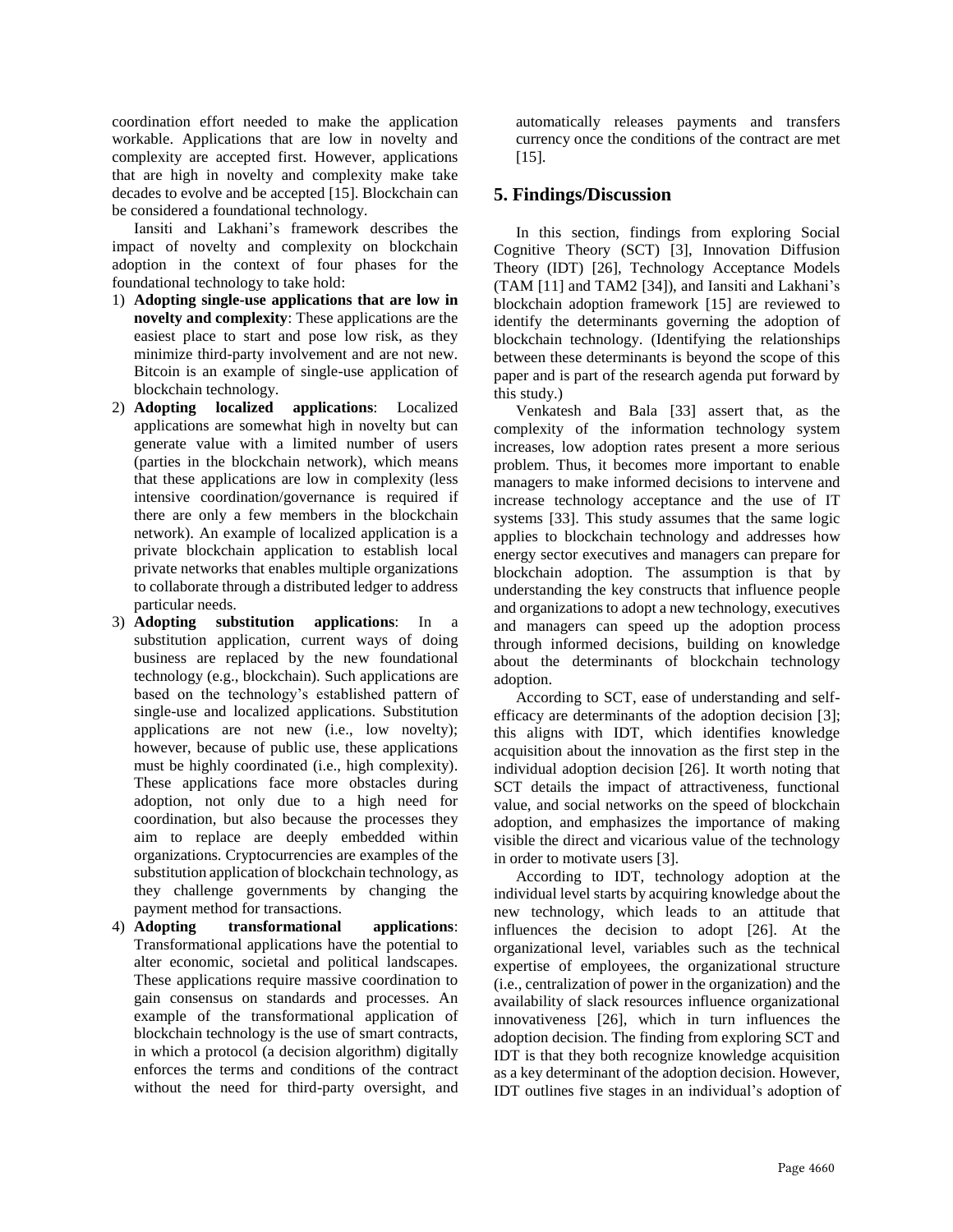coordination effort needed to make the application workable. Applications that are low in novelty and complexity are accepted first. However, applications that are high in novelty and complexity make take decades to evolve and be accepted [15]. Blockchain can be considered a foundational technology.

Iansiti and Lakhani's framework describes the impact of novelty and complexity on blockchain adoption in the context of four phases for the foundational technology to take hold:

1) **Adopting single-use applications that are low in novelty and complexity**: These applications are the easiest place to start and pose low risk, as they minimize third-party involvement and are not new. Bitcoin is an example of single-use application of blockchain technology.
2) **Adopting localized applications**: Localized applications are somewhat high in novelty but can generate value with a limited number of users (parties in the blockchain network), which means that these applications are low in complexity (less intensive coordination/governance is required if there are only a few members in the blockchain network). An example of localized application is a private blockchain application to establish local private networks that enables multiple organizations to collaborate through a distributed ledger to address particular needs.
3) **Adopting substitution applications**: In a substitution application, current ways of doing business are replaced by the new foundational technology (e.g., blockchain). Such applications are based on the technology's established pattern of single-use and localized applications. Substitution applications are not new (i.e., low novelty); however, because of public use, these applications must be highly coordinated (i.e., high complexity). These applications face more obstacles during adoption, not only due to a high need for coordination, but also because the processes they aim to replace are deeply embedded within organizations. Cryptocurrencies are examples of the substitution application of blockchain technology, as they challenge governments by changing the payment method for transactions.
4) **Adopting transformational applications**: Transformational applications have the potential to alter economic, societal and political landscapes. These applications require massive coordination to gain consensus on standards and processes. An example of the transformational application of blockchain technology is the use of smart contracts, in which a protocol (a decision algorithm) digitally enforces the terms and conditions of the contract without the need for third-party oversight, and automatically releases payments and transfers currency once the conditions of the contract are met [15].

## 5. Findings/Discussion

In this section, findings from exploring Social Cognitive Theory (SCT) [3], Innovation Diffusion Theory (IDT) [26], Technology Acceptance Models (TAM [11] and TAM2 [34]), and Iansiti and Lakhani's blockchain adoption framework [15] are reviewed to identify the determinants governing the adoption of blockchain technology. (Identifying the relationships between these determinants is beyond the scope of this paper and is part of the research agenda put forward by this study.)

Venkatesh and Bala [33] assert that, as the complexity of the information technology system increases, low adoption rates present a more serious problem. Thus, it becomes more important to enable managers to make informed decisions to intervene and increase technology acceptance and the use of IT systems [33]. This study assumes that the same logic applies to blockchain technology and addresses how energy sector executives and managers can prepare for blockchain adoption. The assumption is that by understanding the key constructs that influence people and organizations to adopt a new technology, executives and managers can speed up the adoption process through informed decisions, building on knowledge about the determinants of blockchain technology adoption.

According to SCT, ease of understanding and self-efficacy are determinants of the adoption decision [3]; this aligns with IDT, which identifies knowledge acquisition about the innovation as the first step in the individual adoption decision [26]. It worth noting that SCT details the impact of attractiveness, functional value, and social networks on the speed of blockchain adoption, and emphasizes the importance of making visible the direct and vicarious value of the technology in order to motivate users [3].

According to IDT, technology adoption at the individual level starts by acquiring knowledge about the new technology, which leads to an attitude that influences the decision to adopt [26]. At the organizational level, variables such as the technical expertise of employees, the organizational structure (i.e., centralization of power in the organization) and the availability of slack resources influence organizational innovativeness [26], which in turn influences the adoption decision. The finding from exploring SCT and IDT is that they both recognize knowledge acquisition as a key determinant of the adoption decision. However, IDT outlines five stages in an individual's adoption of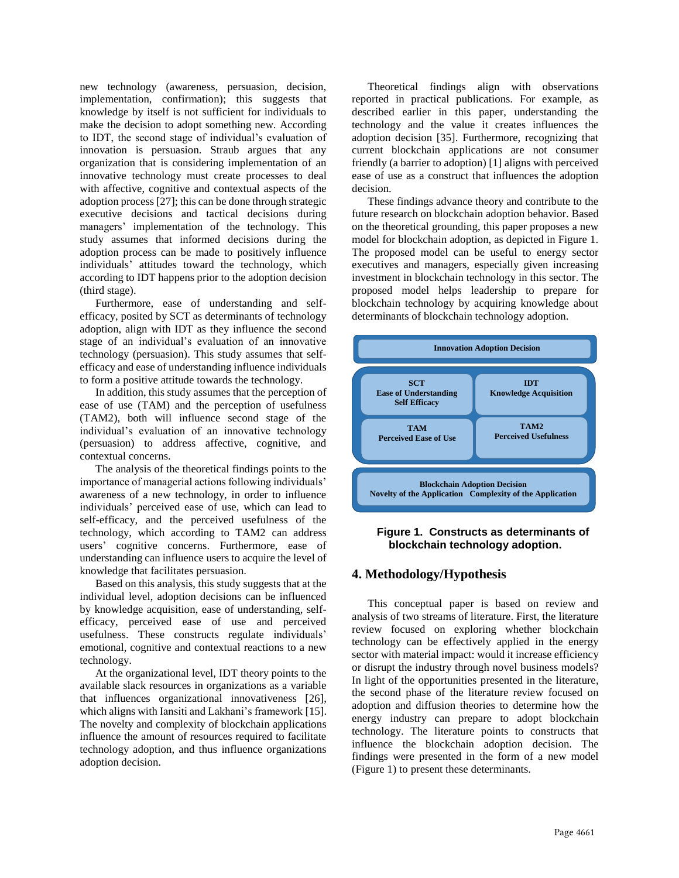new technology (awareness, persuasion, decision, implementation, confirmation); this suggests that knowledge by itself is not sufficient for individuals to make the decision to adopt something new. According to IDT, the second stage of individual's evaluation of innovation is persuasion. Straub argues that any organization that is considering implementation of an innovative technology must create processes to deal with affective, cognitive and contextual aspects of the adoption process [27]; this can be done through strategic executive decisions and tactical decisions during managers' implementation of the technology. This study assumes that informed decisions during the adoption process can be made to positively influence individuals' attitudes toward the technology, which according to IDT happens prior to the adoption decision (third stage).

Furthermore, ease of understanding and self-efficacy, posited by SCT as determinants of technology adoption, align with IDT as they influence the second stage of an individual's evaluation of an innovative technology (persuasion). This study assumes that self-efficacy and ease of understanding influence individuals to form a positive attitude towards the technology.

In addition, this study assumes that the perception of ease of use (TAM) and the perception of usefulness (TAM2), both will influence second stage of the individual's evaluation of an innovative technology (persuasion) to address affective, cognitive, and contextual concerns.

The analysis of the theoretical findings points to the importance of managerial actions following individuals' awareness of a new technology, in order to influence individuals' perceived ease of use, which can lead to self-efficacy, and the perceived usefulness of the technology, which according to TAM2 can address users' cognitive concerns. Furthermore, ease of understanding can influence users to acquire the level of knowledge that facilitates persuasion.

Based on this analysis, this study suggests that at the individual level, adoption decisions can be influenced by knowledge acquisition, ease of understanding, self-efficacy, perceived ease of use and perceived usefulness. These constructs regulate individuals' emotional, cognitive and contextual reactions to a new technology.

At the organizational level, IDT theory points to the available slack resources in organizations as a variable that influences organizational innovativeness [26], which aligns with Iansiti and Lakhani's framework [15]. The novelty and complexity of blockchain applications influence the amount of resources required to facilitate technology adoption, and thus influence organizations adoption decision.

Theoretical findings align with observations reported in practical publications. For example, as described earlier in this paper, understanding the technology and the value it creates influences the adoption decision [35]. Furthermore, recognizing that current blockchain applications are not consumer friendly (a barrier to adoption) [1] aligns with perceived ease of use as a construct that influences the adoption decision.

These findings advance theory and contribute to the future research on blockchain adoption behavior. Based on the theoretical grounding, this paper proposes a new model for blockchain adoption, as depicted in Figure 1. The proposed model can be useful to energy sector executives and managers, especially given increasing investment in blockchain technology in this sector. The proposed model helps leadership to prepare for blockchain technology by acquiring knowledge about determinants of blockchain technology adoption.

**Innovation Adoption Decision**

| **SCT**<br>**Ease of Understanding**<br>**Self Efficacy** | **IDT**<br>**Knowledge Acquisition** |
| --- | --- |
| **TAM**<br>**Perceived Ease of Use** | **TAM2**<br>**Perceived Usefulness** |

**Blockchain Adoption Decision**
**Novelty of the Application Complexity of the Application**

**Figure 1. Constructs as determinants of blockchain technology adoption.**

## 4. Methodology/Hypothesis

This conceptual paper is based on review and analysis of two streams of literature. First, the literature review focused on exploring whether blockchain technology can be effectively applied in the energy sector with material impact: would it increase efficiency or disrupt the industry through novel business models? In light of the opportunities presented in the literature, the second phase of the literature review focused on adoption and diffusion theories to determine how the energy industry can prepare to adopt blockchain technology. The literature points to constructs that influence the blockchain adoption decision. The findings were presented in the form of a new model (Figure 1) to present these determinants.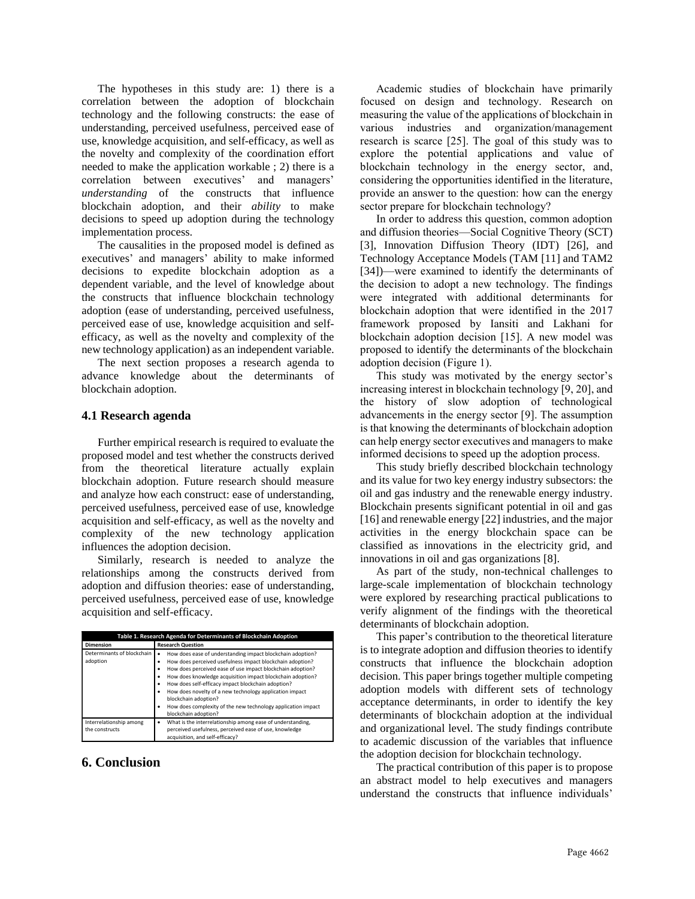The hypotheses in this study are: 1) there is a correlation between the adoption of blockchain technology and the following constructs: the ease of understanding, perceived usefulness, perceived ease of use, knowledge acquisition, and self-efficacy, as well as the novelty and complexity of the coordination effort needed to make the application workable ; 2) there is a correlation between executives' and managers' *understanding* of the constructs that influence blockchain adoption, and their *ability* to make decisions to speed up adoption during the technology implementation process.

The causalities in the proposed model is defined as executives' and managers' ability to make informed decisions to expedite blockchain adoption as a dependent variable, and the level of knowledge about the constructs that influence blockchain technology adoption (ease of understanding, perceived usefulness, perceived ease of use, knowledge acquisition and self-efficacy, as well as the novelty and complexity of the new technology application) as an independent variable.

The next section proposes a research agenda to advance knowledge about the determinants of blockchain adoption.

### 4.1 Research agenda

Further empirical research is required to evaluate the proposed model and test whether the constructs derived from the theoretical literature actually explain blockchain adoption. Future research should measure and analyze how each construct: ease of understanding, perceived usefulness, perceived ease of use, knowledge acquisition and self-efficacy, as well as the novelty and complexity of the new technology application influences the adoption decision.

Similarly, research is needed to analyze the relationships among the constructs derived from adoption and diffusion theories: ease of understanding, perceived usefulness, perceived ease of use, knowledge acquisition and self-efficacy.

**Table 1. Research Agenda for Determinants of Blockchain Adoption**

| Dimension | Research Question |
|---|---|
| Determinants of blockchain adoption | • How does ease of understanding impact blockchain adoption?<br>• How does perceived usefulness impact blockchain adoption?<br>• How does perceived ease of use impact blockchain adoption?<br>• How does knowledge acquisition impact blockchain adoption?<br>• How does self-efficacy impact blockchain adoption?<br>• How does novelty of a new technology application impact blockchain adoption?<br>• How does complexity of the new technology application impact blockchain adoption? |
| Interrelationship among the constructs | • What is the interrelationship among ease of understanding, perceived usefulness, perceived ease of use, knowledge acquisition, and self-efficacy? |

## 6. Conclusion

Academic studies of blockchain have primarily focused on design and technology. Research on measuring the value of the applications of blockchain in various industries and organization/management research is scarce [25]. The goal of this study was to explore the potential applications and value of blockchain technology in the energy sector, and, considering the opportunities identified in the literature, provide an answer to the question: how can the energy sector prepare for blockchain technology?

In order to address this question, common adoption and diffusion theories—Social Cognitive Theory (SCT) [3], Innovation Diffusion Theory (IDT) [26], and Technology Acceptance Models (TAM [11] and TAM2 [34])—were examined to identify the determinants of the decision to adopt a new technology. The findings were integrated with additional determinants for blockchain adoption that were identified in the 2017 framework proposed by Iansiti and Lakhani for blockchain adoption decision [15]. A new model was proposed to identify the determinants of the blockchain adoption decision (Figure 1).

This study was motivated by the energy sector's increasing interest in blockchain technology [9, 20], and the history of slow adoption of technological advancements in the energy sector [9]. The assumption is that knowing the determinants of blockchain adoption can help energy sector executives and managers to make informed decisions to speed up the adoption process.

This study briefly described blockchain technology and its value for two key energy industry subsectors: the oil and gas industry and the renewable energy industry. Blockchain presents significant potential in oil and gas [16] and renewable energy [22] industries, and the major activities in the energy blockchain space can be classified as innovations in the electricity grid, and innovations in oil and gas organizations [8].

As part of the study, non-technical challenges to large-scale implementation of blockchain technology were explored by researching practical publications to verify alignment of the findings with the theoretical determinants of blockchain adoption.

This paper's contribution to the theoretical literature is to integrate adoption and diffusion theories to identify constructs that influence the blockchain adoption decision. This paper brings together multiple competing adoption models with different sets of technology acceptance determinants, in order to identify the key determinants of blockchain adoption at the individual and organizational level. The study findings contribute to academic discussion of the variables that influence the adoption decision for blockchain technology.

The practical contribution of this paper is to propose an abstract model to help executives and managers understand the constructs that influence individuals'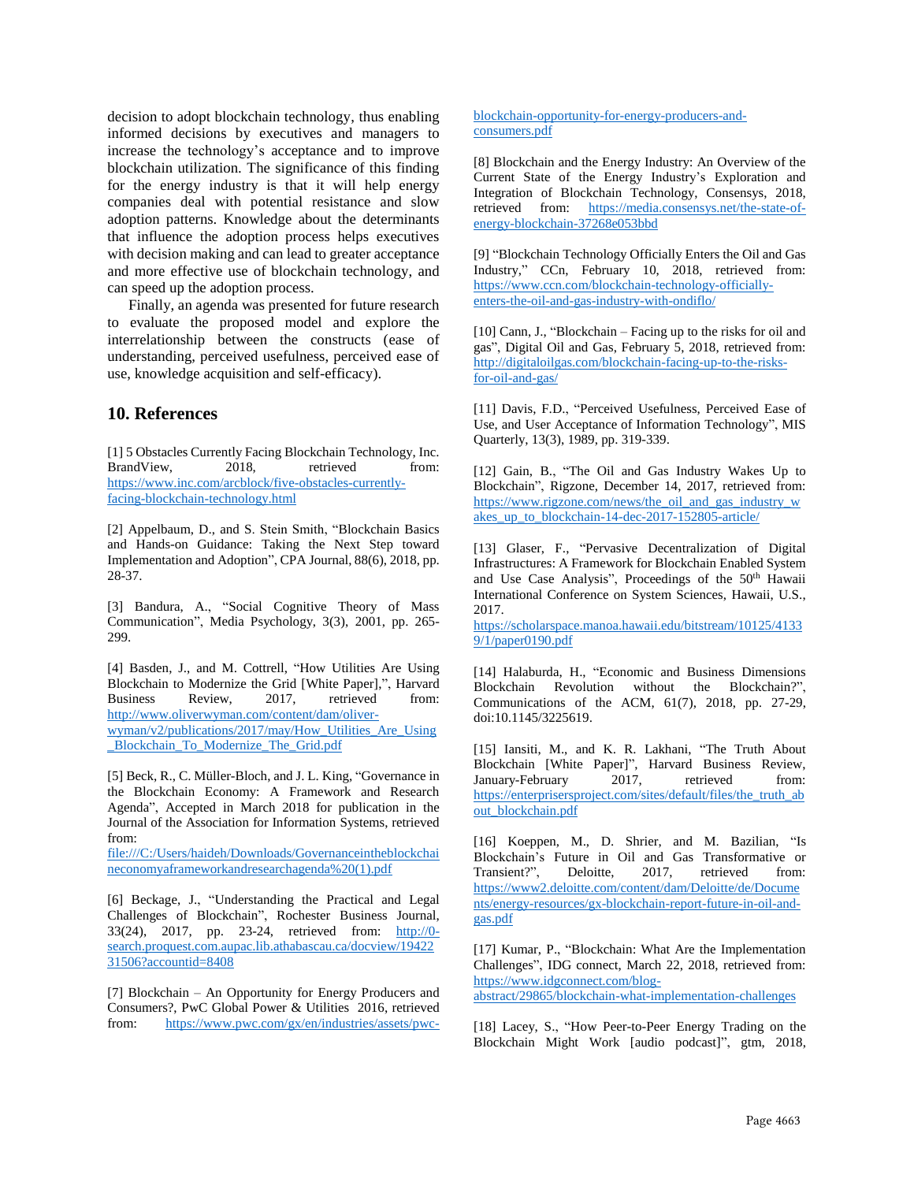decision to adopt blockchain technology, thus enabling informed decisions by executives and managers to increase the technology's acceptance and to improve blockchain utilization. The significance of this finding for the energy industry is that it will help energy companies deal with potential resistance and slow adoption patterns. Knowledge about the determinants that influence the adoption process helps executives with decision making and can lead to greater acceptance and more effective use of blockchain technology, and can speed up the adoption process.

Finally, an agenda was presented for future research to evaluate the proposed model and explore the interrelationship between the constructs (ease of understanding, perceived usefulness, perceived ease of use, knowledge acquisition and self-efficacy).

## 10. References

[1] 5 Obstacles Currently Facing Blockchain Technology, Inc. BrandView, 2018, retrieved from: https://www.inc.com/arcblock/five-obstacles-currently-facing-blockchain-technology.html

[2] Appelbaum, D., and S. Stein Smith, "Blockchain Basics and Hands-on Guidance: Taking the Next Step toward Implementation and Adoption", CPA Journal, 88(6), 2018, pp. 28-37.

[3] Bandura, A., "Social Cognitive Theory of Mass Communication", Media Psychology, 3(3), 2001, pp. 265-299.

[4] Basden, J., and M. Cottrell, "How Utilities Are Using Blockchain to Modernize the Grid [White Paper],", Harvard Business Review, 2017, retrieved from: http://www.oliverwyman.com/content/dam/oliver-wyman/v2/publications/2017/may/How_Utilities_Are_Using_Blockchain_To_Modernize_The_Grid.pdf

[5] Beck, R., C. Müller-Bloch, and J. L. King, "Governance in the Blockchain Economy: A Framework and Research Agenda", Accepted in March 2018 for publication in the Journal of the Association for Information Systems, retrieved from: file:///C:/Users/haideh/Downloads/Governanceintheblockchaineconomyaframeworkandresearchagenda%20(1).pdf

[6] Beckage, J., "Understanding the Practical and Legal Challenges of Blockchain", Rochester Business Journal, 33(24), 2017, pp. 23-24, retrieved from: http://0-search.proquest.com.aupac.lib.athabascau.ca/docview/1942231506?accountid=8408

[7] Blockchain – An Opportunity for Energy Producers and Consumers?, PwC Global Power & Utilities 2016, retrieved from: https://www.pwc.com/gx/en/industries/assets/pwc-blockchain-opportunity-for-energy-producers-and-consumers.pdf

[8] Blockchain and the Energy Industry: An Overview of the Current State of the Energy Industry's Exploration and Integration of Blockchain Technology, Consensys, 2018, retrieved from: https://media.consensys.net/the-state-of-energy-blockchain-37268e053bbd

[9] "Blockchain Technology Officially Enters the Oil and Gas Industry," CCn, February 10, 2018, retrieved from: https://www.ccn.com/blockchain-technology-officially-enters-the-oil-and-gas-industry-with-ondiflo/

[10] Cann, J., "Blockchain – Facing up to the risks for oil and gas", Digital Oil and Gas, February 5, 2018, retrieved from: http://digitaloilgas.com/blockchain-facing-up-to-the-risks-for-oil-and-gas/

[11] Davis, F.D., "Perceived Usefulness, Perceived Ease of Use, and User Acceptance of Information Technology", MIS Quarterly, 13(3), 1989, pp. 319-339.

[12] Gain, B., "The Oil and Gas Industry Wakes Up to Blockchain", Rigzone, December 14, 2017, retrieved from: https://www.rigzone.com/news/the_oil_and_gas_industry_wakes_up_to_blockchain-14-dec-2017-152805-article/

[13] Glaser, F., "Pervasive Decentralization of Digital Infrastructures: A Framework for Blockchain Enabled System and Use Case Analysis", Proceedings of the 50th Hawaii International Conference on System Sciences, Hawaii, U.S., 2017. https://scholarspace.manoa.hawaii.edu/bitstream/10125/41339/1/paper0190.pdf

[14] Halaburda, H., "Economic and Business Dimensions Blockchain Revolution without the Blockchain?", Communications of the ACM, 61(7), 2018, pp. 27-29, doi:10.1145/3225619.

[15] Iansiti, M., and K. R. Lakhani, "The Truth About Blockchain [White Paper]", Harvard Business Review, January-February 2017, retrieved from: https://enterprisersproject.com/sites/default/files/the_truth_about_blockchain.pdf

[16] Koeppen, M., D. Shrier, and M. Bazilian, "Is Blockchain's Future in Oil and Gas Transformative or Transient?", Deloitte, 2017, retrieved from: https://www2.deloitte.com/content/dam/Deloitte/de/Documents/energy-resources/gx-blockchain-report-future-in-oil-and-gas.pdf

[17] Kumar, P., "Blockchain: What Are the Implementation Challenges", IDG connect, March 22, 2018, retrieved from: https://www.idgconnect.com/blog-abstract/29865/blockchain-what-implementation-challenges

[18] Lacey, S., "How Peer-to-Peer Energy Trading on the Blockchain Might Work [audio podcast]", gtm, 2018,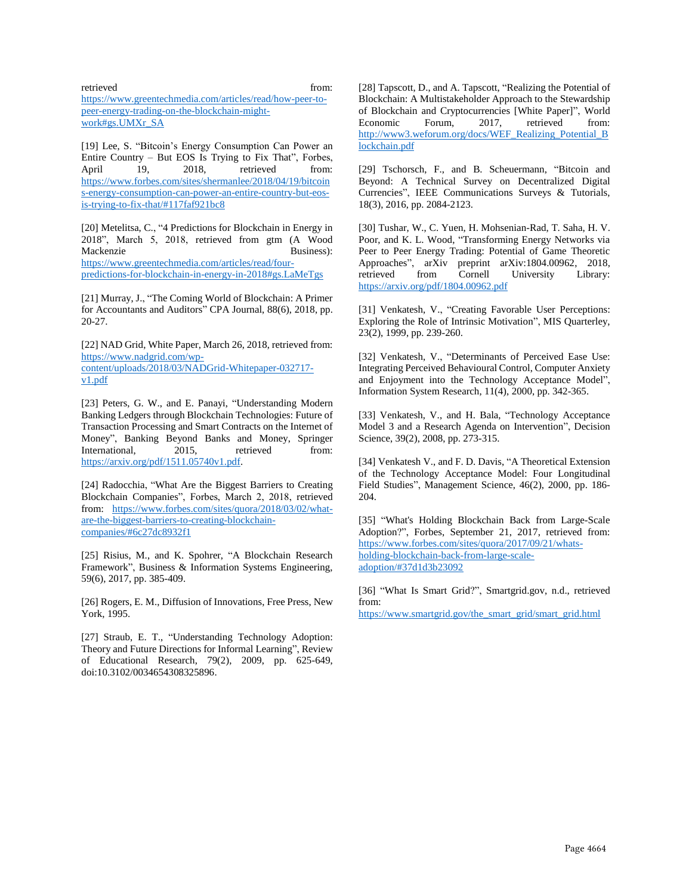retrieved from: https://www.greentechmedia.com/articles/read/how-peer-to-peer-energy-trading-on-the-blockchain-might-work#gs.UMXr_SA

[19] Lee, S. "Bitcoin's Energy Consumption Can Power an Entire Country – But EOS Is Trying to Fix That", Forbes, April 19, 2018, retrieved from: https://www.forbes.com/sites/shermanlee/2018/04/19/bitcoins-energy-consumption-can-power-an-entire-country-but-eos-is-trying-to-fix-that/#117faf921bc8

[20] Metelitsa, C., "4 Predictions for Blockchain in Energy in 2018", March 5, 2018, retrieved from gtm (A Wood Mackenzie Business): https://www.greentechmedia.com/articles/read/four-predictions-for-blockchain-in-energy-in-2018#gs.LaMeTgs

[21] Murray, J., "The Coming World of Blockchain: A Primer for Accountants and Auditors" CPA Journal, 88(6), 2018, pp. 20-27.

[22] NAD Grid, White Paper, March 26, 2018, retrieved from: https://www.nadgrid.com/wp-content/uploads/2018/03/NADGrid-Whitepaper-032717-v1.pdf

[23] Peters, G. W., and E. Panayi, "Understanding Modern Banking Ledgers through Blockchain Technologies: Future of Transaction Processing and Smart Contracts on the Internet of Money", Banking Beyond Banks and Money, Springer International, 2015, retrieved from: https://arxiv.org/pdf/1511.05740v1.pdf.

[24] Radocchia, "What Are the Biggest Barriers to Creating Blockchain Companies", Forbes, March 2, 2018, retrieved from: https://www.forbes.com/sites/quora/2018/03/02/what-are-the-biggest-barriers-to-creating-blockchain-companies/#6c27dc8932f1

[25] Risius, M., and K. Spohrer, "A Blockchain Research Framework", Business & Information Systems Engineering, 59(6), 2017, pp. 385-409.

[26] Rogers, E. M., Diffusion of Innovations, Free Press, New York, 1995.

[27] Straub, E. T., "Understanding Technology Adoption: Theory and Future Directions for Informal Learning", Review of Educational Research, 79(2), 2009, pp. 625-649, doi:10.3102/0034654308325896.

[28] Tapscott, D., and A. Tapscott, "Realizing the Potential of Blockchain: A Multistakeholder Approach to the Stewardship of Blockchain and Cryptocurrencies [White Paper]", World Economic Forum, 2017, retrieved from: http://www3.weforum.org/docs/WEF_Realizing_Potential_Blockchain.pdf

[29] Tschorsch, F., and B. Scheuermann, "Bitcoin and Beyond: A Technical Survey on Decentralized Digital Currencies", IEEE Communications Surveys & Tutorials, 18(3), 2016, pp. 2084-2123.

[30] Tushar, W., C. Yuen, H. Mohsenian-Rad, T. Saha, H. V. Poor, and K. L. Wood, "Transforming Energy Networks via Peer to Peer Energy Trading: Potential of Game Theoretic Approaches", arXiv preprint arXiv:1804.00962, 2018, retrieved from Cornell University Library: https://arxiv.org/pdf/1804.00962.pdf

[31] Venkatesh, V., "Creating Favorable User Perceptions: Exploring the Role of Intrinsic Motivation", MIS Quarterley, 23(2), 1999, pp. 239-260.

[32] Venkatesh, V., "Determinants of Perceived Ease Use: Integrating Perceived Behavioural Control, Computer Anxiety and Enjoyment into the Technology Acceptance Model", Information System Research, 11(4), 2000, pp. 342-365.

[33] Venkatesh, V., and H. Bala, "Technology Acceptance Model 3 and a Research Agenda on Intervention", Decision Science, 39(2), 2008, pp. 273-315.

[34] Venkatesh V., and F. D. Davis, "A Theoretical Extension of the Technology Acceptance Model: Four Longitudinal Field Studies", Management Science, 46(2), 2000, pp. 186-204.

[35] "What's Holding Blockchain Back from Large-Scale Adoption?", Forbes, September 21, 2017, retrieved from: https://www.forbes.com/sites/quora/2017/09/21/whats-holding-blockchain-back-from-large-scale-adoption/#37d1d3b23092

[36] "What Is Smart Grid?", Smartgrid.gov, n.d., retrieved from: https://www.smartgrid.gov/the_smart_grid/smart_grid.html